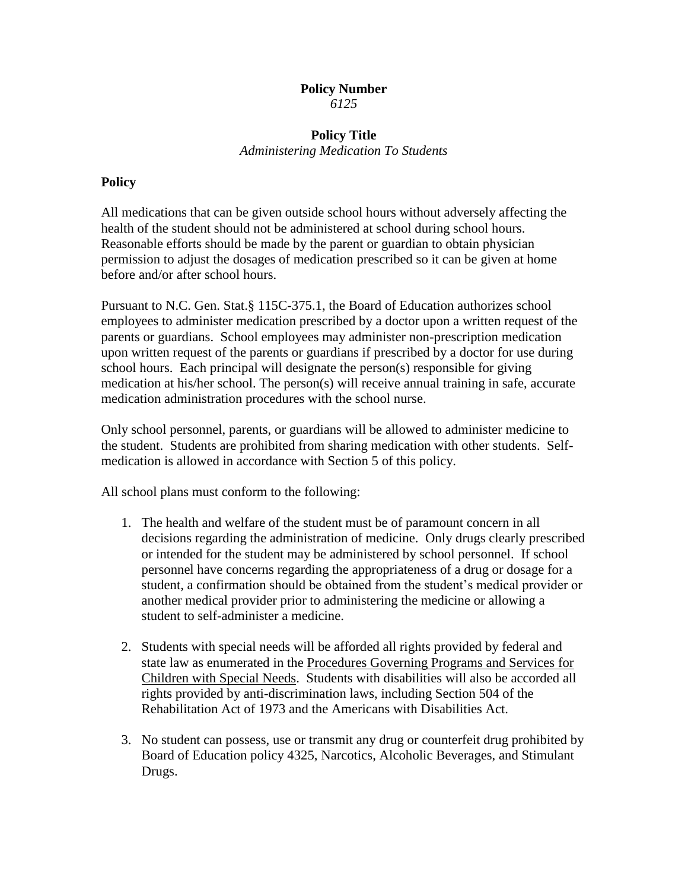**Policy Number**
*6125*

**Policy Title**
*Administering Medication To Students*

**Policy**

All medications that can be given outside school hours without adversely affecting the health of the student should not be administered at school during school hours. Reasonable efforts should be made by the parent or guardian to obtain physician permission to adjust the dosages of medication prescribed so it can be given at home before and/or after school hours.

Pursuant to N.C. Gen. Stat.§ 115C-375.1, the Board of Education authorizes school employees to administer medication prescribed by a doctor upon a written request of the parents or guardians. School employees may administer non-prescription medication upon written request of the parents or guardians if prescribed by a doctor for use during school hours. Each principal will designate the person(s) responsible for giving medication at his/her school. The person(s) will receive annual training in safe, accurate medication administration procedures with the school nurse.

Only school personnel, parents, or guardians will be allowed to administer medicine to the student. Students are prohibited from sharing medication with other students. Self-medication is allowed in accordance with Section 5 of this policy.

All school plans must conform to the following:

1. The health and welfare of the student must be of paramount concern in all decisions regarding the administration of medicine. Only drugs clearly prescribed or intended for the student may be administered by school personnel. If school personnel have concerns regarding the appropriateness of a drug or dosage for a student, a confirmation should be obtained from the student's medical provider or another medical provider prior to administering the medicine or allowing a student to self-administer a medicine.

2. Students with special needs will be afforded all rights provided by federal and state law as enumerated in the Procedures Governing Programs and Services for Children with Special Needs. Students with disabilities will also be accorded all rights provided by anti-discrimination laws, including Section 504 of the Rehabilitation Act of 1973 and the Americans with Disabilities Act.

3. No student can possess, use or transmit any drug or counterfeit drug prohibited by Board of Education policy 4325, Narcotics, Alcoholic Beverages, and Stimulant Drugs.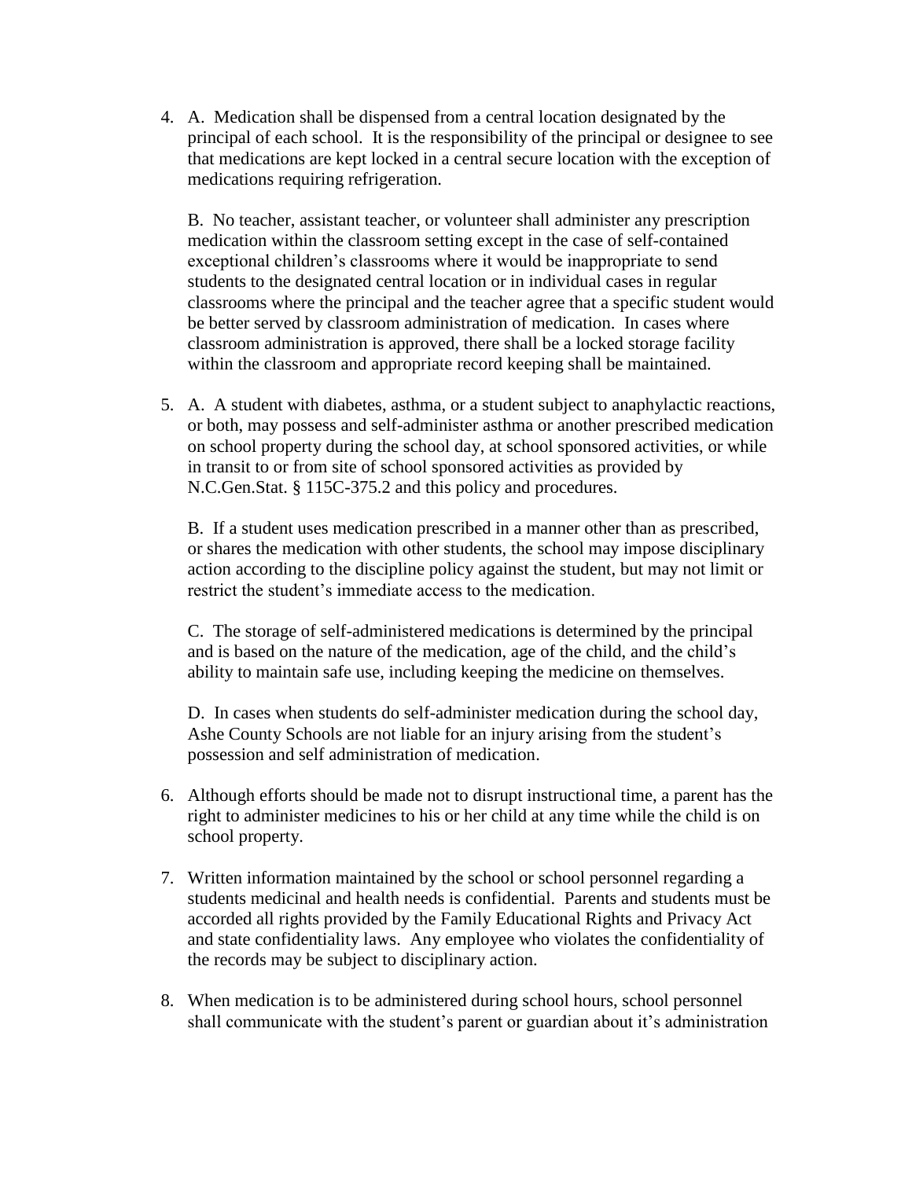4. A. Medication shall be dispensed from a central location designated by the principal of each school. It is the responsibility of the principal or designee to see that medications are kept locked in a central secure location with the exception of medications requiring refrigeration.

   B. No teacher, assistant teacher, or volunteer shall administer any prescription medication within the classroom setting except in the case of self-contained exceptional children's classrooms where it would be inappropriate to send students to the designated central location or in individual cases in regular classrooms where the principal and the teacher agree that a specific student would be better served by classroom administration of medication. In cases where classroom administration is approved, there shall be a locked storage facility within the classroom and appropriate record keeping shall be maintained.

5. A. A student with diabetes, asthma, or a student subject to anaphylactic reactions, or both, may possess and self-administer asthma or another prescribed medication on school property during the school day, at school sponsored activities, or while in transit to or from site of school sponsored activities as provided by N.C.Gen.Stat. § 115C-375.2 and this policy and procedures.

   B. If a student uses medication prescribed in a manner other than as prescribed, or shares the medication with other students, the school may impose disciplinary action according to the discipline policy against the student, but may not limit or restrict the student's immediate access to the medication.

   C. The storage of self-administered medications is determined by the principal and is based on the nature of the medication, age of the child, and the child's ability to maintain safe use, including keeping the medicine on themselves.

   D. In cases when students do self-administer medication during the school day, Ashe County Schools are not liable for an injury arising from the student's possession and self administration of medication.

6. Although efforts should be made not to disrupt instructional time, a parent has the right to administer medicines to his or her child at any time while the child is on school property.

7. Written information maintained by the school or school personnel regarding a students medicinal and health needs is confidential. Parents and students must be accorded all rights provided by the Family Educational Rights and Privacy Act and state confidentiality laws. Any employee who violates the confidentiality of the records may be subject to disciplinary action.

8. When medication is to be administered during school hours, school personnel shall communicate with the student's parent or guardian about it's administration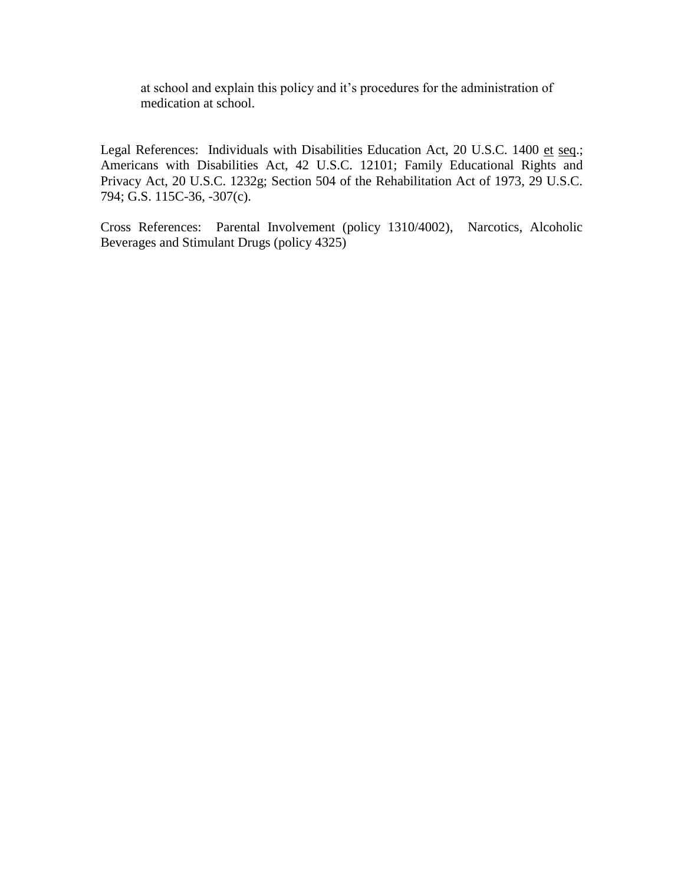at school and explain this policy and it's procedures for the administration of medication at school.

Legal References: Individuals with Disabilities Education Act, 20 U.S.C. 1400 et seq.; Americans with Disabilities Act, 42 U.S.C. 12101; Family Educational Rights and Privacy Act, 20 U.S.C. 1232g; Section 504 of the Rehabilitation Act of 1973, 29 U.S.C. 794; G.S. 115C-36, -307(c).

Cross References: Parental Involvement (policy 1310/4002), Narcotics, Alcoholic Beverages and Stimulant Drugs (policy 4325)